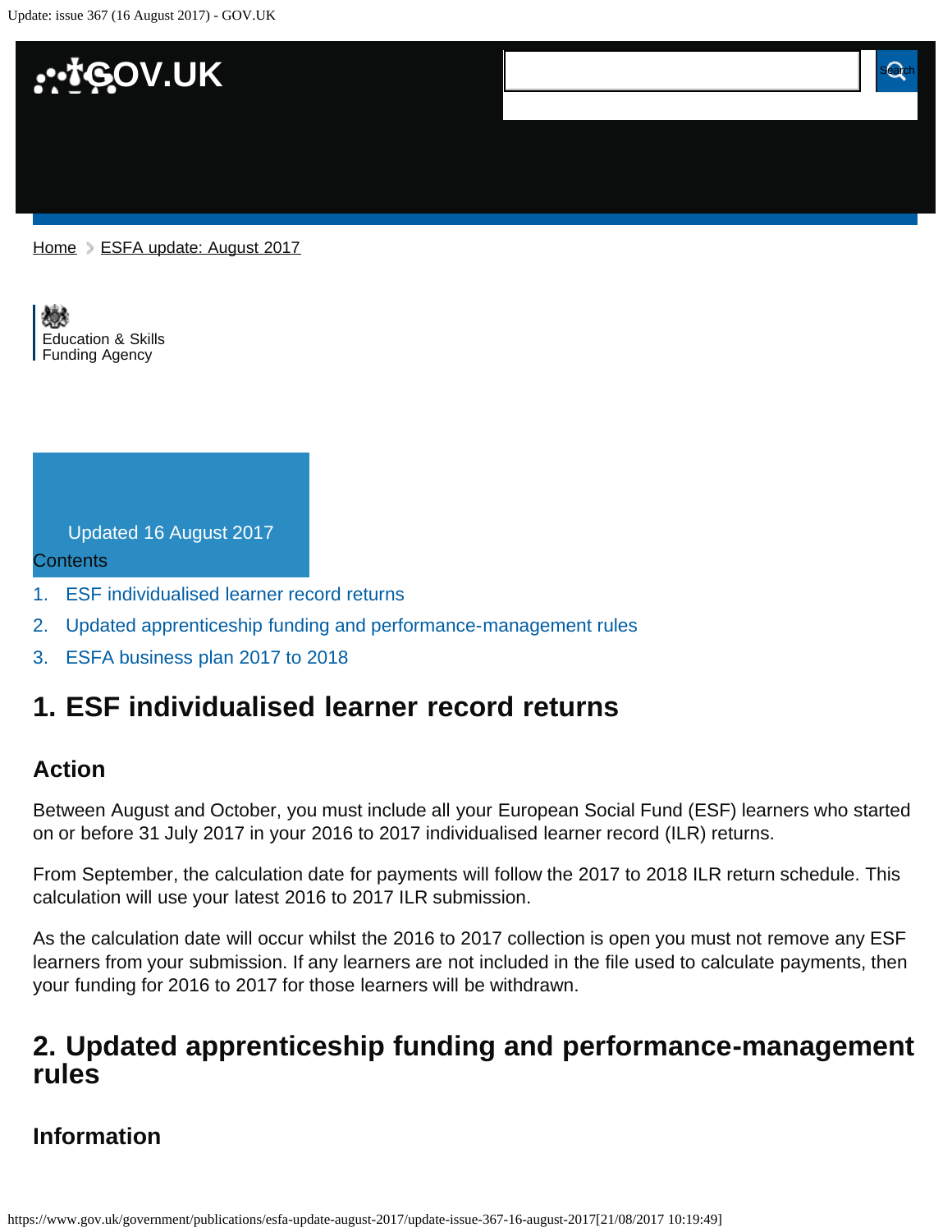Home > ESFA update: August 2017

Education & Skills Funding Agency

Updated 16 August 2017

Contents

1. ESF individualised learner record returns
2. Updated apprenticeship funding and performance-management rules
3. ESFA business plan 2017 to 2018

## 1. ESF individualised learner record returns

### Action

Between August and October, you must include all your European Social Fund (ESF) learners who started on or before 31 July 2017 in your 2016 to 2017 individualised learner record (ILR) returns.

From September, the calculation date for payments will follow the 2017 to 2018 ILR return schedule. This calculation will use your latest 2016 to 2017 ILR submission.

As the calculation date will occur whilst the 2016 to 2017 collection is open you must not remove any ESF learners from your submission. If any learners are not included in the file used to calculate payments, then your funding for 2016 to 2017 for those learners will be withdrawn.

## 2. Updated apprenticeship funding and performance-management rules

### Information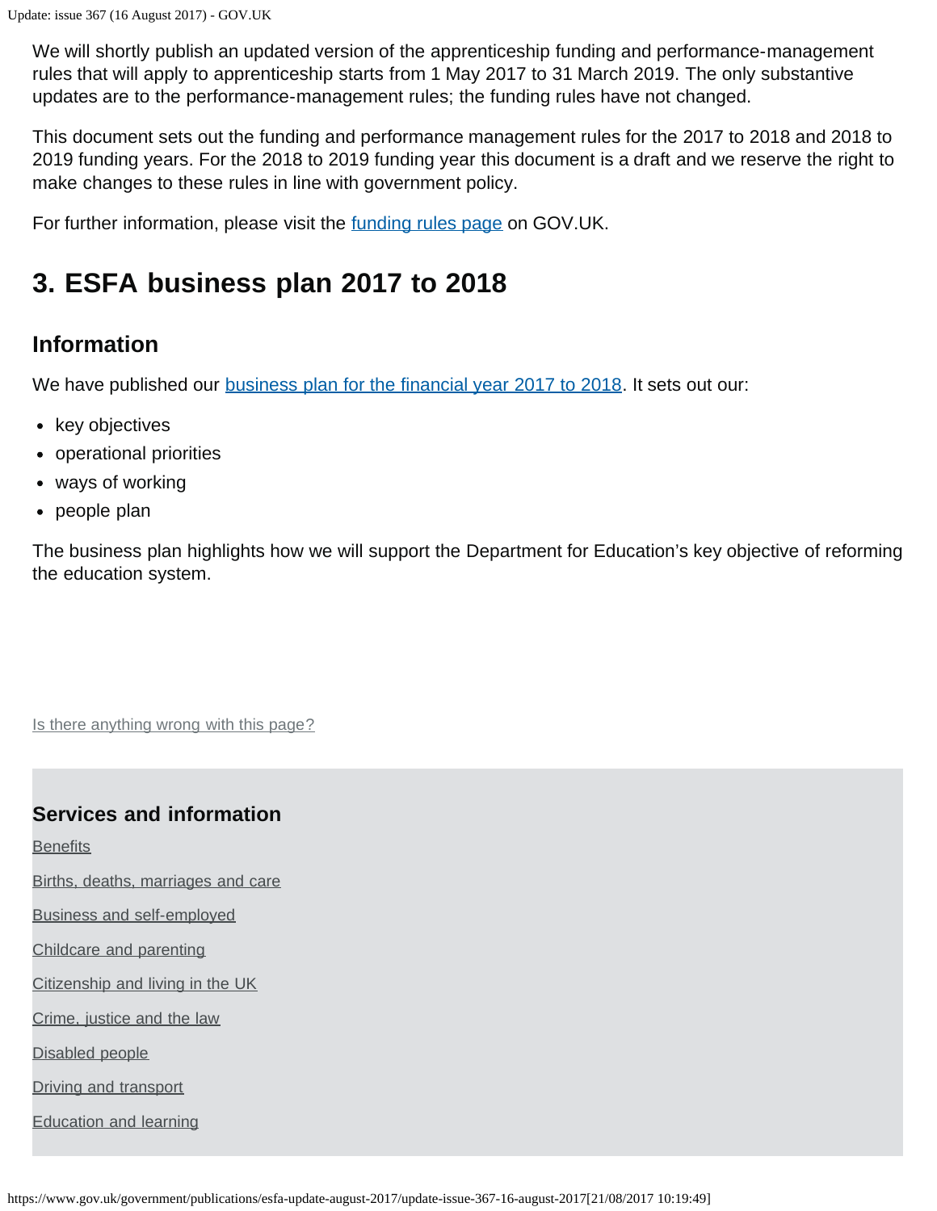We will shortly publish an updated version of the apprenticeship funding and performance-management rules that will apply to apprenticeship starts from 1 May 2017 to 31 March 2019. The only substantive updates are to the performance-management rules; the funding rules have not changed.

This document sets out the funding and performance management rules for the 2017 to 2018 and 2018 to 2019 funding years. For the 2018 to 2019 funding year this document is a draft and we reserve the right to make changes to these rules in line with government policy.

For further information, please visit the funding rules page on GOV.UK.

## 3. ESFA business plan 2017 to 2018

### Information

We have published our business plan for the financial year 2017 to 2018. It sets out our:

- key objectives
- operational priorities
- ways of working
- people plan

The business plan highlights how we will support the Department for Education's key objective of reforming the education system.

Is there anything wrong with this page?

### Services and information

Benefits

Births, deaths, marriages and care

Business and self-employed

Childcare and parenting

Citizenship and living in the UK

Crime, justice and the law

Disabled people

Driving and transport

Education and learning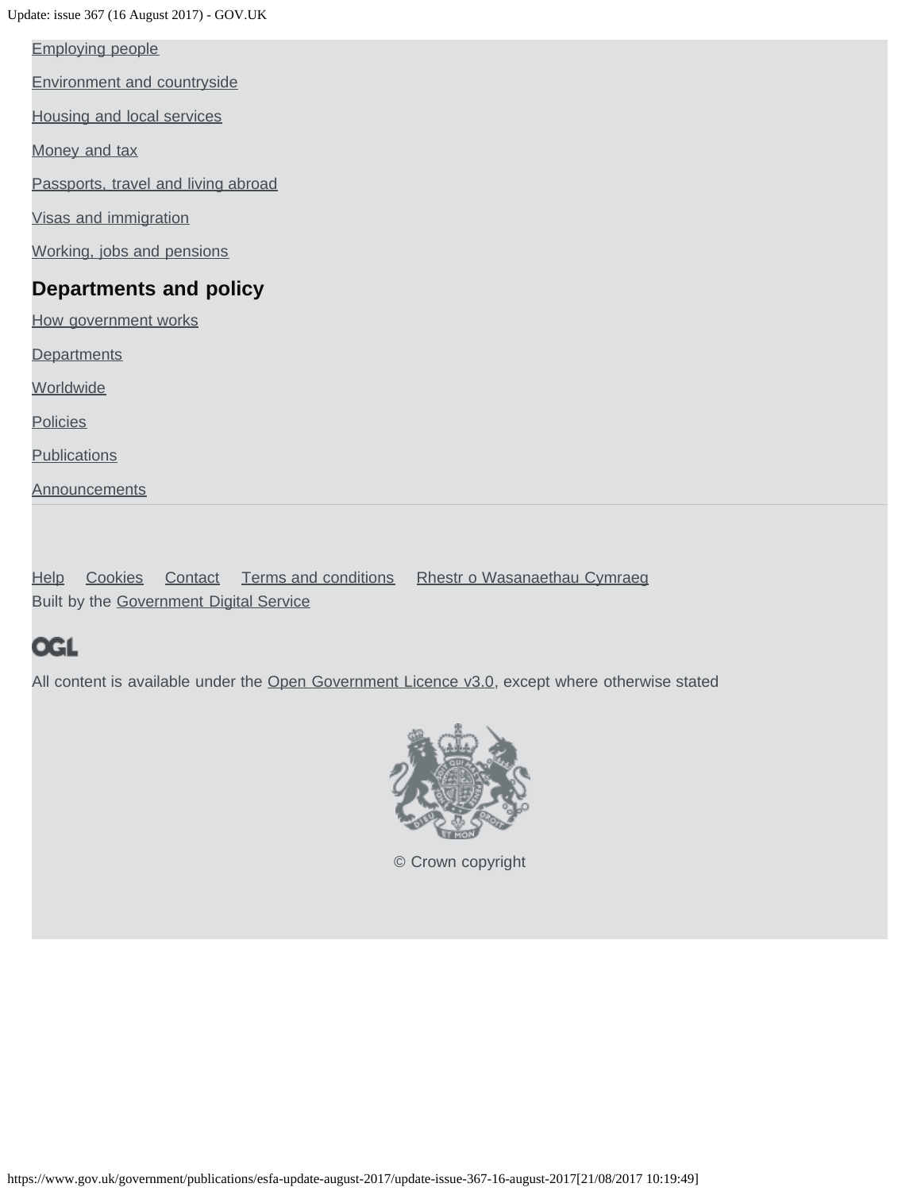Employing people

Environment and countryside

Housing and local services

Money and tax

Passports, travel and living abroad

Visas and immigration

Working, jobs and pensions

## Departments and policy

How government works

Departments

Worldwide

Policies

Publications

Announcements

Help Cookies Contact Terms and conditions Rhestr o Wasanaethau Cymraeg

Built by the Government Digital Service

OGL

All content is available under the Open Government Licence v3.0, except where otherwise stated

© Crown copyright